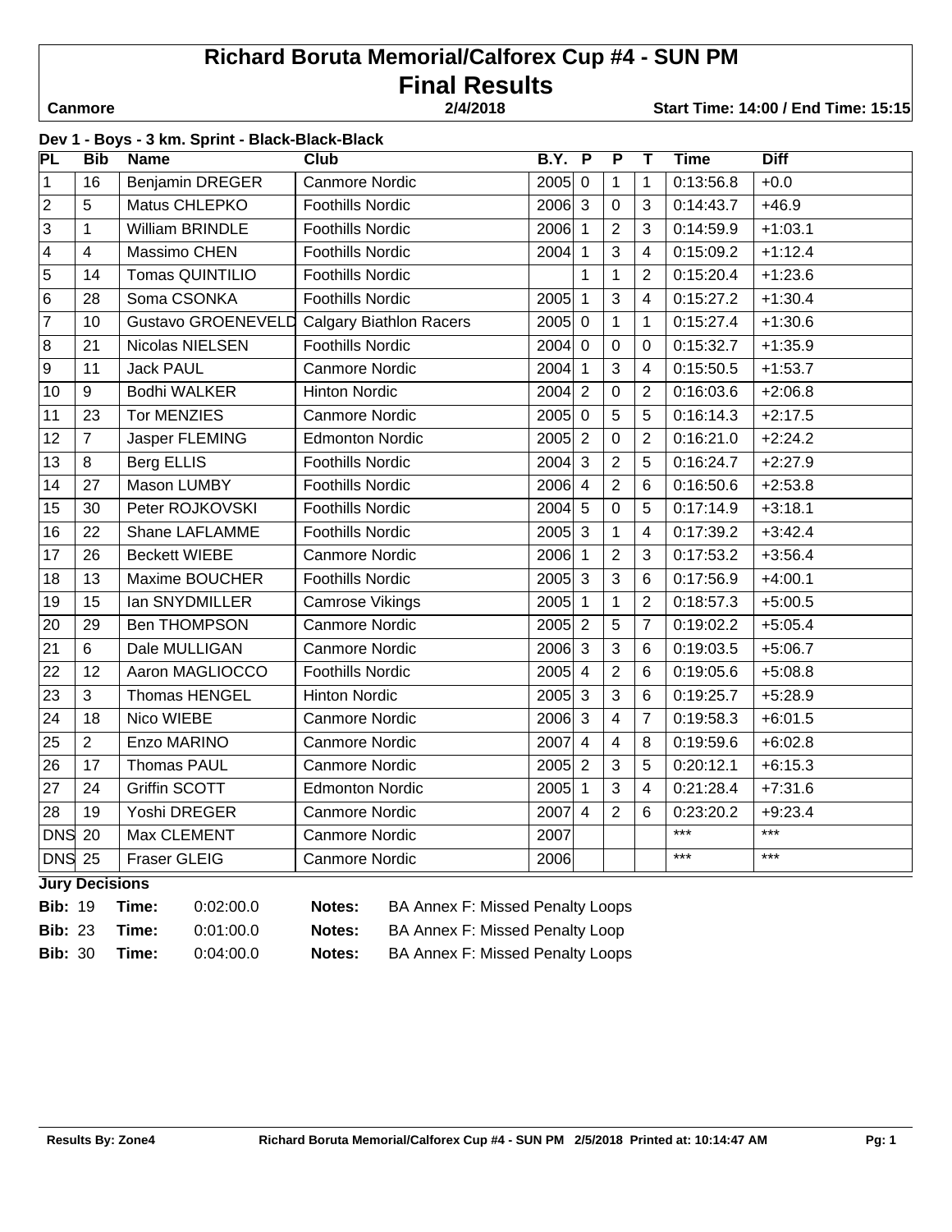# Richard Boruta Memorial/Calforex Cup #4 - SUN PM

## Final Results

**Canmore** **2/4/2018** **Start Time: 14:00 / End Time: 15:15**

### Dev 1 - Boys - 3 km. Sprint - Black-Black-Black

| PL | Bib | Name | Club | B.Y. | P | P | T | Time | Diff |
|---|---|---|---|---|---|---|---|---|---|
| 1 | 16 | Benjamin DREGER | Canmore Nordic | 2005 | 0 | 1 | 1 | 0:13:56.8 | +0.0 |
| 2 | 5 | Matus CHLEPKO | Foothills Nordic | 2006 | 3 | 0 | 3 | 0:14:43.7 | +46.9 |
| 3 | 1 | William BRINDLE | Foothills Nordic | 2006 | 1 | 2 | 3 | 0:14:59.9 | +1:03.1 |
| 4 | 4 | Massimo CHEN | Foothills Nordic | 2004 | 1 | 3 | 4 | 0:15:09.2 | +1:12.4 |
| 5 | 14 | Tomas QUINTILIO | Foothills Nordic | | 1 | 1 | 2 | 0:15:20.4 | +1:23.6 |
| 6 | 28 | Soma CSONKA | Foothills Nordic | 2005 | 1 | 3 | 4 | 0:15:27.2 | +1:30.4 |
| 7 | 10 | Gustavo GROENEVELD | Calgary Biathlon Racers | 2005 | 0 | 1 | 1 | 0:15:27.4 | +1:30.6 |
| 8 | 21 | Nicolas NIELSEN | Foothills Nordic | 2004 | 0 | 0 | 0 | 0:15:32.7 | +1:35.9 |
| 9 | 11 | Jack PAUL | Canmore Nordic | 2004 | 1 | 3 | 4 | 0:15:50.5 | +1:53.7 |
| 10 | 9 | Bodhi WALKER | Hinton Nordic | 2004 | 2 | 0 | 2 | 0:16:03.6 | +2:06.8 |
| 11 | 23 | Tor MENZIES | Canmore Nordic | 2005 | 0 | 5 | 5 | 0:16:14.3 | +2:17.5 |
| 12 | 7 | Jasper FLEMING | Edmonton Nordic | 2005 | 2 | 0 | 2 | 0:16:21.0 | +2:24.2 |
| 13 | 8 | Berg ELLIS | Foothills Nordic | 2004 | 3 | 2 | 5 | 0:16:24.7 | +2:27.9 |
| 14 | 27 | Mason LUMBY | Foothills Nordic | 2006 | 4 | 2 | 6 | 0:16:50.6 | +2:53.8 |
| 15 | 30 | Peter ROJKOVSKI | Foothills Nordic | 2004 | 5 | 0 | 5 | 0:17:14.9 | +3:18.1 |
| 16 | 22 | Shane LAFLAMME | Foothills Nordic | 2005 | 3 | 1 | 4 | 0:17:39.2 | +3:42.4 |
| 17 | 26 | Beckett WIEBE | Canmore Nordic | 2006 | 1 | 2 | 3 | 0:17:53.2 | +3:56.4 |
| 18 | 13 | Maxime BOUCHER | Foothills Nordic | 2005 | 3 | 3 | 6 | 0:17:56.9 | +4:00.1 |
| 19 | 15 | Ian SNYDMILLER | Camrose Vikings | 2005 | 1 | 1 | 2 | 0:18:57.3 | +5:00.5 |
| 20 | 29 | Ben THOMPSON | Canmore Nordic | 2005 | 2 | 5 | 7 | 0:19:02.2 | +5:05.4 |
| 21 | 6 | Dale MULLIGAN | Canmore Nordic | 2006 | 3 | 3 | 6 | 0:19:03.5 | +5:06.7 |
| 22 | 12 | Aaron MAGLIOCCO | Foothills Nordic | 2005 | 4 | 2 | 6 | 0:19:05.6 | +5:08.8 |
| 23 | 3 | Thomas HENGEL | Hinton Nordic | 2005 | 3 | 3 | 6 | 0:19:25.7 | +5:28.9 |
| 24 | 18 | Nico WIEBE | Canmore Nordic | 2006 | 3 | 4 | 7 | 0:19:58.3 | +6:01.5 |
| 25 | 2 | Enzo MARINO | Canmore Nordic | 2007 | 4 | 4 | 8 | 0:19:59.6 | +6:02.8 |
| 26 | 17 | Thomas PAUL | Canmore Nordic | 2005 | 2 | 3 | 5 | 0:20:12.1 | +6:15.3 |
| 27 | 24 | Griffin SCOTT | Edmonton Nordic | 2005 | 1 | 3 | 4 | 0:21:28.4 | +7:31.6 |
| 28 | 19 | Yoshi DREGER | Canmore Nordic | 2007 | 4 | 2 | 6 | 0:23:20.2 | +9:23.4 |
| DNS | 20 | Max CLEMENT | Canmore Nordic | 2007 | | | | *** | *** |
| DNS | 25 | Fraser GLEIG | Canmore Nordic | 2006 | | | | *** | *** |

**Jury Decisions**

**Bib:** 19 **Time:** 0:02:00.0 **Notes:** BA Annex F: Missed Penalty Loops

**Bib:** 23 **Time:** 0:01:00.0 **Notes:** BA Annex F: Missed Penalty Loop

**Bib:** 30 **Time:** 0:04:00.0 **Notes:** BA Annex F: Missed Penalty Loops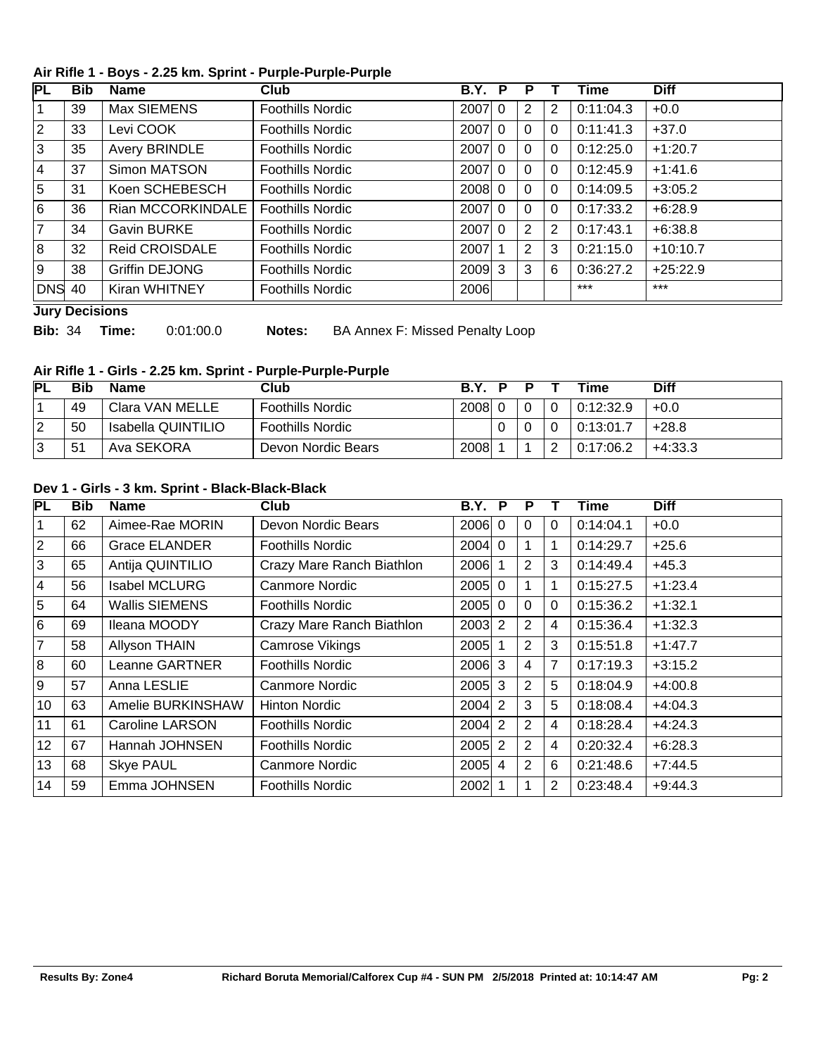### Air Rifle 1 - Boys - 2.25 km. Sprint - Purple-Purple-Purple

| PL | Bib | Name | Club | B.Y. | P | P | T | Time | Diff |
|---|---|---|---|---|---|---|---|---|---|
| 1 | 39 | Max SIEMENS | Foothills Nordic | 2007 | 0 | 2 | 2 | 0:11:04.3 | +0.0 |
| 2 | 33 | Levi COOK | Foothills Nordic | 2007 | 0 | 0 | 0 | 0:11:41.3 | +37.0 |
| 3 | 35 | Avery BRINDLE | Foothills Nordic | 2007 | 0 | 0 | 0 | 0:12:25.0 | +1:20.7 |
| 4 | 37 | Simon MATSON | Foothills Nordic | 2007 | 0 | 0 | 0 | 0:12:45.9 | +1:41.6 |
| 5 | 31 | Koen SCHEBESCH | Foothills Nordic | 2008 | 0 | 0 | 0 | 0:14:09.5 | +3:05.2 |
| 6 | 36 | Rian MCCORKINDALE | Foothills Nordic | 2007 | 0 | 0 | 0 | 0:17:33.2 | +6:28.9 |
| 7 | 34 | Gavin BURKE | Foothills Nordic | 2007 | 0 | 2 | 2 | 0:17:43.1 | +6:38.8 |
| 8 | 32 | Reid CROISDALE | Foothills Nordic | 2007 | 1 | 2 | 3 | 0:21:15.0 | +10:10.7 |
| 9 | 38 | Griffin DEJONG | Foothills Nordic | 2009 | 3 | 3 | 6 | 0:36:27.2 | +25:22.9 |
| DNS | 40 | Kiran WHITNEY | Foothills Nordic | 2006 | | | | *** | *** |

**Jury Decisions**

**Bib:** 34 **Time:** 0:01:00.0 **Notes:** BA Annex F: Missed Penalty Loop

### Air Rifle 1 - Girls - 2.25 km. Sprint - Purple-Purple-Purple

| PL | Bib | Name | Club | B.Y. | P | P | T | Time | Diff |
|---|---|---|---|---|---|---|---|---|---|
| 1 | 49 | Clara VAN MELLE | Foothills Nordic | 2008 | 0 | 0 | 0 | 0:12:32.9 | +0.0 |
| 2 | 50 | Isabella QUINTILIO | Foothills Nordic | | 0 | 0 | 0 | 0:13:01.7 | +28.8 |
| 3 | 51 | Ava SEKORA | Devon Nordic Bears | 2008 | 1 | 1 | 2 | 0:17:06.2 | +4:33.3 |

### Dev 1 - Girls - 3 km. Sprint - Black-Black-Black

| PL | Bib | Name | Club | B.Y. | P | P | T | Time | Diff |
|---|---|---|---|---|---|---|---|---|---|
| 1 | 62 | Aimee-Rae MORIN | Devon Nordic Bears | 2006 | 0 | 0 | 0 | 0:14:04.1 | +0.0 |
| 2 | 66 | Grace ELANDER | Foothills Nordic | 2004 | 0 | 1 | 1 | 0:14:29.7 | +25.6 |
| 3 | 65 | Antija QUINTILIO | Crazy Mare Ranch Biathlon | 2006 | 1 | 2 | 3 | 0:14:49.4 | +45.3 |
| 4 | 56 | Isabel MCLURG | Canmore Nordic | 2005 | 0 | 1 | 1 | 0:15:27.5 | +1:23.4 |
| 5 | 64 | Wallis SIEMENS | Foothills Nordic | 2005 | 0 | 0 | 0 | 0:15:36.2 | +1:32.1 |
| 6 | 69 | Ileana MOODY | Crazy Mare Ranch Biathlon | 2003 | 2 | 2 | 4 | 0:15:36.4 | +1:32.3 |
| 7 | 58 | Allyson THAIN | Camrose Vikings | 2005 | 1 | 2 | 3 | 0:15:51.8 | +1:47.7 |
| 8 | 60 | Leanne GARTNER | Foothills Nordic | 2006 | 3 | 4 | 7 | 0:17:19.3 | +3:15.2 |
| 9 | 57 | Anna LESLIE | Canmore Nordic | 2005 | 3 | 2 | 5 | 0:18:04.9 | +4:00.8 |
| 10 | 63 | Amelie BURKINSHAW | Hinton Nordic | 2004 | 2 | 3 | 5 | 0:18:08.4 | +4:04.3 |
| 11 | 61 | Caroline LARSON | Foothills Nordic | 2004 | 2 | 2 | 4 | 0:18:28.4 | +4:24.3 |
| 12 | 67 | Hannah JOHNSEN | Foothills Nordic | 2005 | 2 | 2 | 4 | 0:20:32.4 | +6:28.3 |
| 13 | 68 | Skye PAUL | Canmore Nordic | 2005 | 4 | 2 | 6 | 0:21:48.6 | +7:44.5 |
| 14 | 59 | Emma JOHNSEN | Foothills Nordic | 2002 | 1 | 1 | 2 | 0:23:48.4 | +9:44.3 |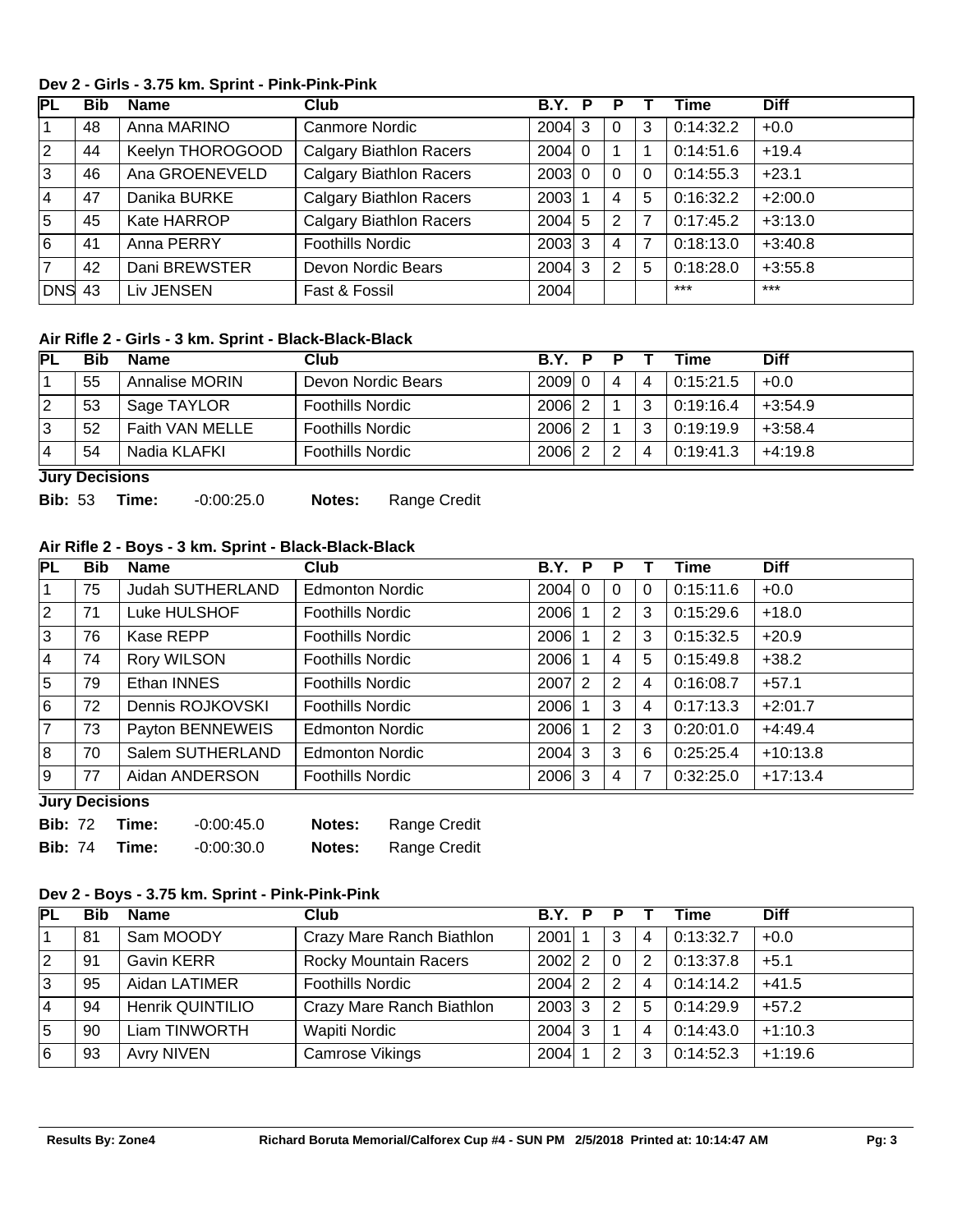### Dev 2 - Girls - 3.75 km. Sprint - Pink-Pink-Pink

| PL | Bib | Name | Club | B.Y. | P | P | T | Time | Diff |
|---|---|---|---|---|---|---|---|---|---|
| 1 | 48 | Anna MARINO | Canmore Nordic | 2004 | 3 | 0 | 3 | 0:14:32.2 | +0.0 |
| 2 | 44 | Keelyn THOROGOOD | Calgary Biathlon Racers | 2004 | 0 | 1 | 1 | 0:14:51.6 | +19.4 |
| 3 | 46 | Ana GROENEVELD | Calgary Biathlon Racers | 2003 | 0 | 0 | 0 | 0:14:55.3 | +23.1 |
| 4 | 47 | Danika BURKE | Calgary Biathlon Racers | 2003 | 1 | 4 | 5 | 0:16:32.2 | +2:00.0 |
| 5 | 45 | Kate HARROP | Calgary Biathlon Racers | 2004 | 5 | 2 | 7 | 0:17:45.2 | +3:13.0 |
| 6 | 41 | Anna PERRY | Foothills Nordic | 2003 | 3 | 4 | 7 | 0:18:13.0 | +3:40.8 |
| 7 | 42 | Dani BREWSTER | Devon Nordic Bears | 2004 | 3 | 2 | 5 | 0:18:28.0 | +3:55.8 |
| DNS | 43 | Liv JENSEN | Fast & Fossil | 2004 | | | | *** | *** |

### Air Rifle 2 - Girls - 3 km. Sprint - Black-Black-Black

| PL | Bib | Name | Club | B.Y. | P | P | T | Time | Diff |
|---|---|---|---|---|---|---|---|---|---|
| 1 | 55 | Annalise MORIN | Devon Nordic Bears | 2009 | 0 | 4 | 4 | 0:15:21.5 | +0.0 |
| 2 | 53 | Sage TAYLOR | Foothills Nordic | 2006 | 2 | 1 | 3 | 0:19:16.4 | +3:54.9 |
| 3 | 52 | Faith VAN MELLE | Foothills Nordic | 2006 | 2 | 1 | 3 | 0:19:19.9 | +3:58.4 |
| 4 | 54 | Nadia KLAFKI | Foothills Nordic | 2006 | 2 | 2 | 4 | 0:19:41.3 | +4:19.8 |

**Jury Decisions**

**Bib:** 53 **Time:** -0:00:25.0 **Notes:** Range Credit

### Air Rifle 2 - Boys - 3 km. Sprint - Black-Black-Black

| PL | Bib | Name | Club | B.Y. | P | P | T | Time | Diff |
|---|---|---|---|---|---|---|---|---|---|
| 1 | 75 | Judah SUTHERLAND | Edmonton Nordic | 2004 | 0 | 0 | 0 | 0:15:11.6 | +0.0 |
| 2 | 71 | Luke HULSHOF | Foothills Nordic | 2006 | 1 | 2 | 3 | 0:15:29.6 | +18.0 |
| 3 | 76 | Kase REPP | Foothills Nordic | 2006 | 1 | 2 | 3 | 0:15:32.5 | +20.9 |
| 4 | 74 | Rory WILSON | Foothills Nordic | 2006 | 1 | 4 | 5 | 0:15:49.8 | +38.2 |
| 5 | 79 | Ethan INNES | Foothills Nordic | 2007 | 2 | 2 | 4 | 0:16:08.7 | +57.1 |
| 6 | 72 | Dennis ROJKOVSKI | Foothills Nordic | 2006 | 1 | 3 | 4 | 0:17:13.3 | +2:01.7 |
| 7 | 73 | Payton BENNEWEIS | Edmonton Nordic | 2006 | 1 | 2 | 3 | 0:20:01.0 | +4:49.4 |
| 8 | 70 | Salem SUTHERLAND | Edmonton Nordic | 2004 | 3 | 3 | 6 | 0:25:25.4 | +10:13.8 |
| 9 | 77 | Aidan ANDERSON | Foothills Nordic | 2006 | 3 | 4 | 7 | 0:32:25.0 | +17:13.4 |

**Jury Decisions**

**Bib:** 72 **Time:** -0:00:45.0 **Notes:** Range Credit

**Bib:** 74 **Time:** -0:00:30.0 **Notes:** Range Credit

### Dev 2 - Boys - 3.75 km. Sprint - Pink-Pink-Pink

| PL | Bib | Name | Club | B.Y. | P | P | T | Time | Diff |
|---|---|---|---|---|---|---|---|---|---|
| 1 | 81 | Sam MOODY | Crazy Mare Ranch Biathlon | 2001 | 1 | 3 | 4 | 0:13:32.7 | +0.0 |
| 2 | 91 | Gavin KERR | Rocky Mountain Racers | 2002 | 2 | 0 | 2 | 0:13:37.8 | +5.1 |
| 3 | 95 | Aidan LATIMER | Foothills Nordic | 2004 | 2 | 2 | 4 | 0:14:14.2 | +41.5 |
| 4 | 94 | Henrik QUINTILIO | Crazy Mare Ranch Biathlon | 2003 | 3 | 2 | 5 | 0:14:29.9 | +57.2 |
| 5 | 90 | Liam TINWORTH | Wapiti Nordic | 2004 | 3 | 1 | 4 | 0:14:43.0 | +1:10.3 |
| 6 | 93 | Avry NIVEN | Camrose Vikings | 2004 | 1 | 2 | 3 | 0:14:52.3 | +1:19.6 |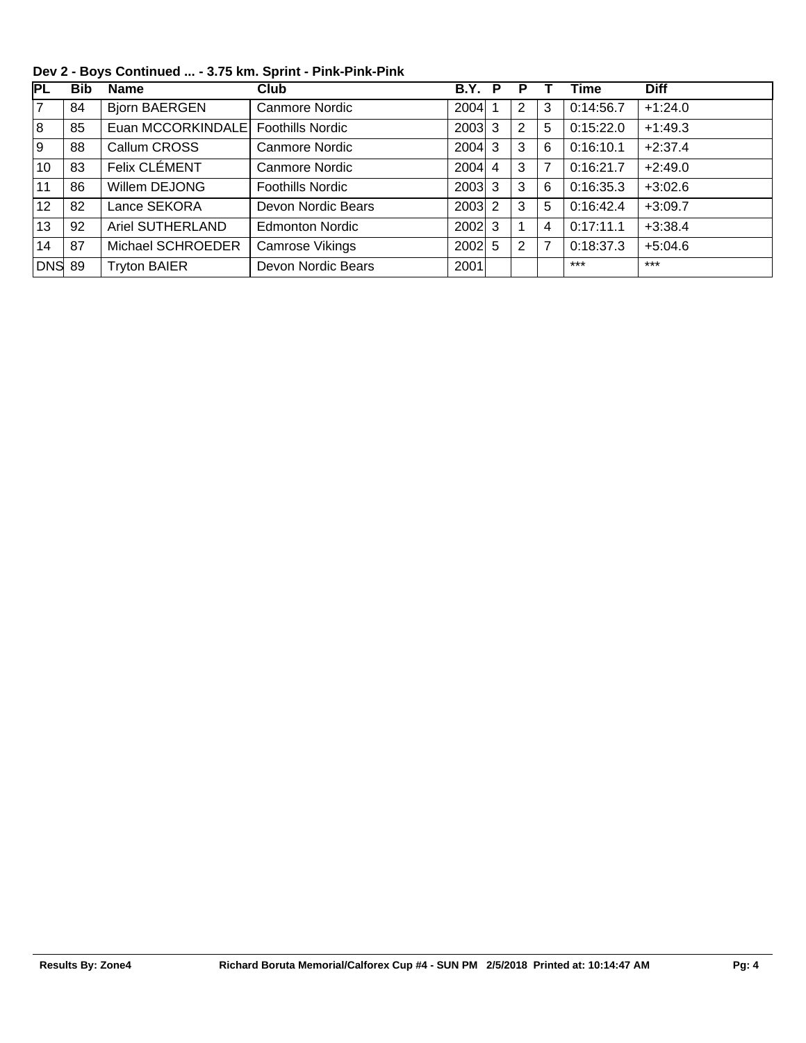**Dev 2 - Boys Continued ... - 3.75 km. Sprint - Pink-Pink-Pink**

| PL | Bib | Name | Club | B.Y. | P | P | T | Time | Diff |
|---|---|---|---|---|---|---|---|---|---|
| 7 | 84 | Bjorn BAERGEN | Canmore Nordic | 2004 | 1 | 2 | 3 | 0:14:56.7 | +1:24.0 |
| 8 | 85 | Euan MCCORKINDALE | Foothills Nordic | 2003 | 3 | 2 | 5 | 0:15:22.0 | +1:49.3 |
| 9 | 88 | Callum CROSS | Canmore Nordic | 2004 | 3 | 3 | 6 | 0:16:10.1 | +2:37.4 |
| 10 | 83 | Felix CLÉMENT | Canmore Nordic | 2004 | 4 | 3 | 7 | 0:16:21.7 | +2:49.0 |
| 11 | 86 | Willem DEJONG | Foothills Nordic | 2003 | 3 | 3 | 6 | 0:16:35.3 | +3:02.6 |
| 12 | 82 | Lance SEKORA | Devon Nordic Bears | 2003 | 2 | 3 | 5 | 0:16:42.4 | +3:09.7 |
| 13 | 92 | Ariel SUTHERLAND | Edmonton Nordic | 2002 | 3 | 1 | 4 | 0:17:11.1 | +3:38.4 |
| 14 | 87 | Michael SCHROEDER | Camrose Vikings | 2002 | 5 | 2 | 7 | 0:18:37.3 | +5:04.6 |
| DNS | 89 | Tryton BAIER | Devon Nordic Bears | 2001 | | | | *** | *** |